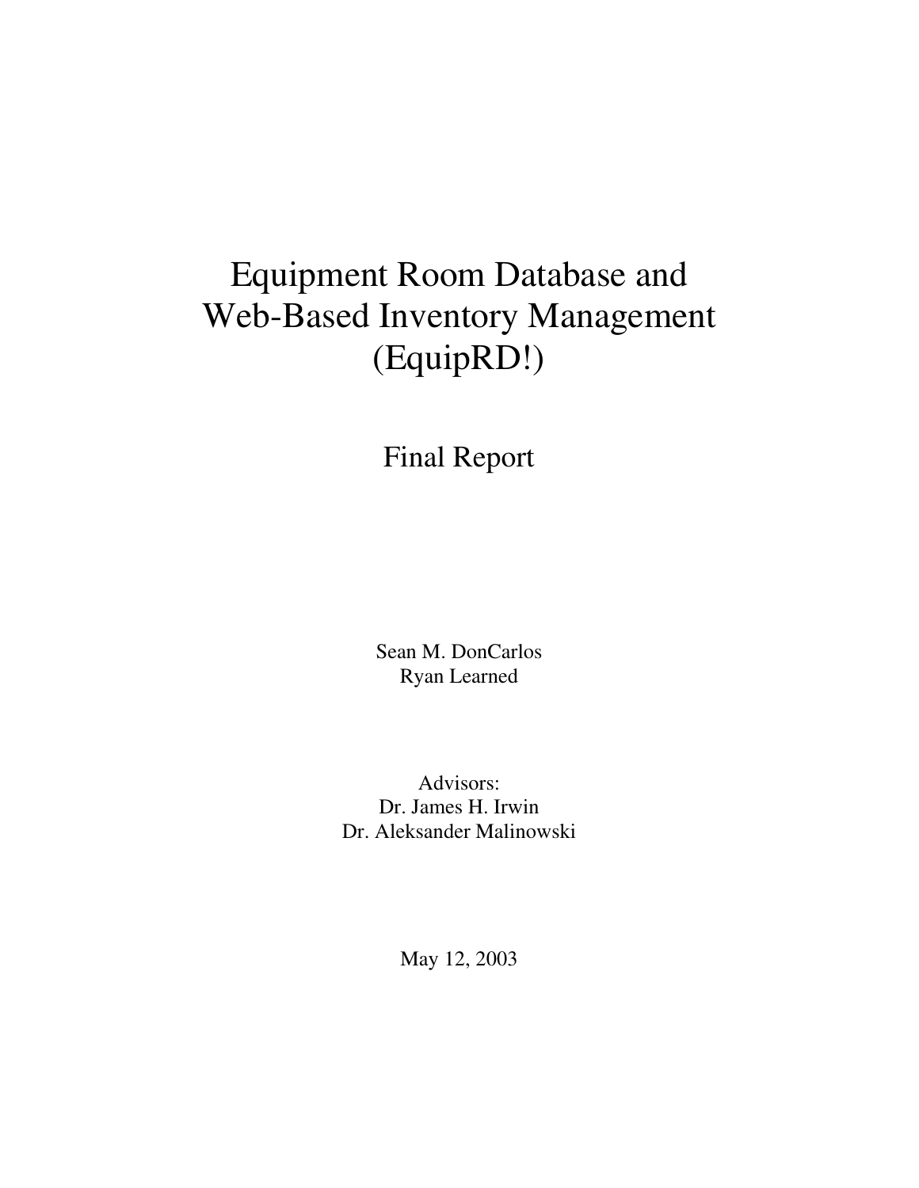# Equipment Room Database and Web-Based Inventory Management (EquipRD!)

## Final Report

Sean M. DonCarlos
Ryan Learned

Advisors:
Dr. James H. Irwin
Dr. Aleksander Malinowski

May 12, 2003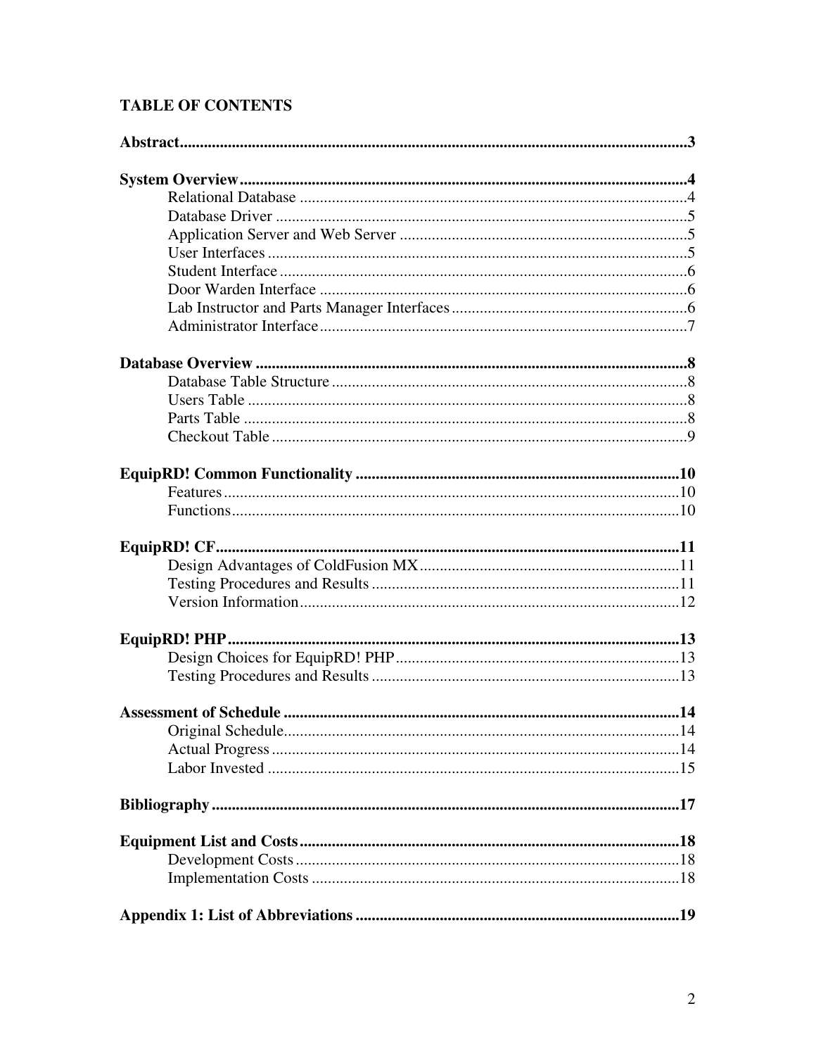## TABLE OF CONTENTS

**Abstract** .......... 3

**System Overview** .......... 4
- Relational Database .......... 4
- Database Driver .......... 5
- Application Server and Web Server .......... 5
- User Interfaces .......... 5
- Student Interface .......... 6
- Door Warden Interface .......... 6
- Lab Instructor and Parts Manager Interfaces .......... 6
- Administrator Interface .......... 7

**Database Overview** .......... 8
- Database Table Structure .......... 8
- Users Table .......... 8
- Parts Table .......... 8
- Checkout Table .......... 9

**EquipRD! Common Functionality** .......... 10
- Features .......... 10
- Functions .......... 10

**EquipRD! CF** .......... 11
- Design Advantages of ColdFusion MX .......... 11
- Testing Procedures and Results .......... 11
- Version Information .......... 12

**EquipRD! PHP** .......... 13
- Design Choices for EquipRD! PHP .......... 13
- Testing Procedures and Results .......... 13

**Assessment of Schedule** .......... 14
- Original Schedule .......... 14
- Actual Progress .......... 14
- Labor Invested .......... 15

**Bibliography** .......... 17

**Equipment List and Costs** .......... 18
- Development Costs .......... 18
- Implementation Costs .......... 18

**Appendix 1: List of Abbreviations** .......... 19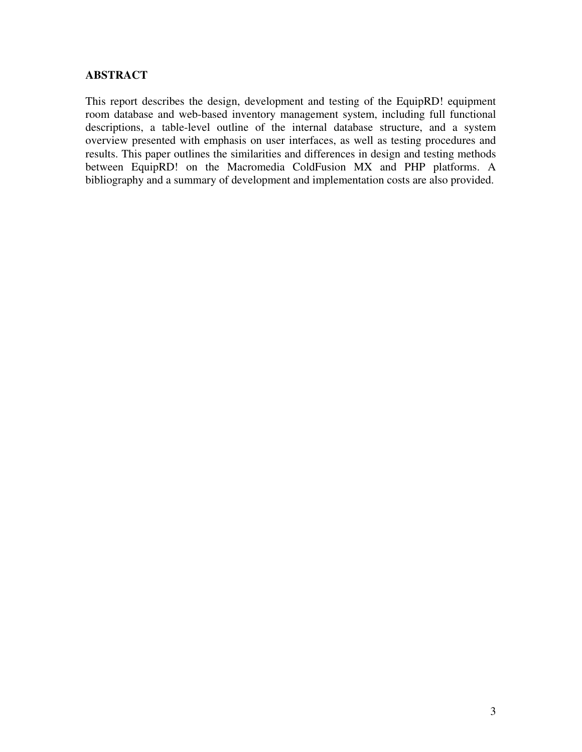## ABSTRACT

This report describes the design, development and testing of the EquipRD! equipment room database and web-based inventory management system, including full functional descriptions, a table-level outline of the internal database structure, and a system overview presented with emphasis on user interfaces, as well as testing procedures and results. This paper outlines the similarities and differences in design and testing methods between EquipRD! on the Macromedia ColdFusion MX and PHP platforms. A bibliography and a summary of development and implementation costs are also provided.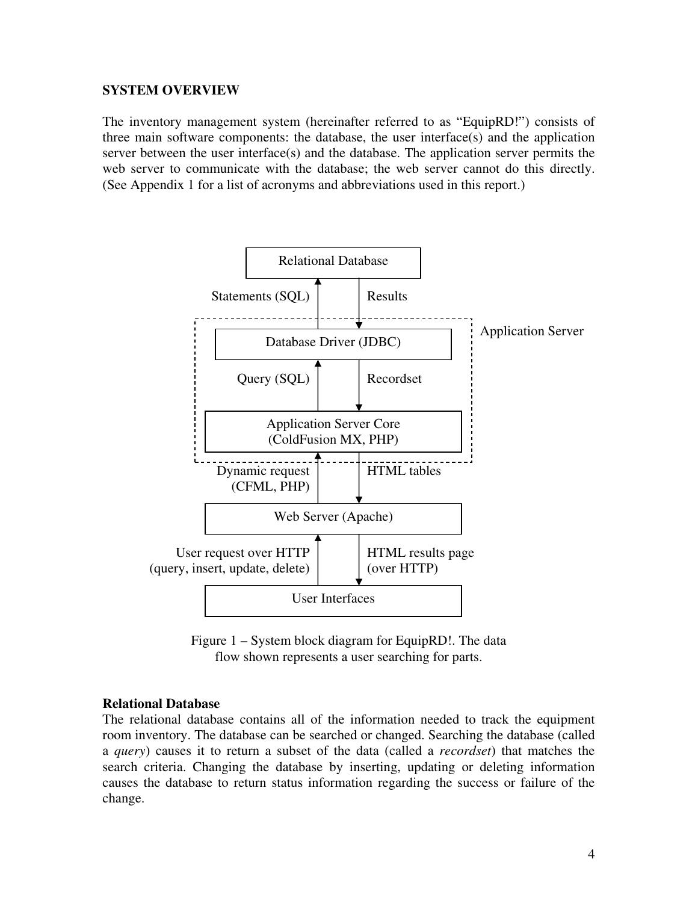## SYSTEM OVERVIEW

The inventory management system (hereinafter referred to as "EquipRD!") consists of three main software components: the database, the user interface(s) and the application server between the user interface(s) and the database. The application server permits the web server to communicate with the database; the web server cannot do this directly. (See Appendix 1 for a list of acronyms and abbreviations used in this report.)

Relational Database

Statements (SQL) | Results

Application Server

Database Driver (JDBC)

Query (SQL) | Recordset

Application Server Core (ColdFusion MX, PHP)

Dynamic request (CFML, PHP) | HTML tables

Web Server (Apache)

User request over HTTP (query, insert, update, delete) | HTML results page (over HTTP)

User Interfaces

Figure 1 – System block diagram for EquipRD!. The data flow shown represents a user searching for parts.

### Relational Database

The relational database contains all of the information needed to track the equipment room inventory. The database can be searched or changed. Searching the database (called a *query*) causes it to return a subset of the data (called a *recordset*) that matches the search criteria. Changing the database by inserting, updating or deleting information causes the database to return status information regarding the success or failure of the change.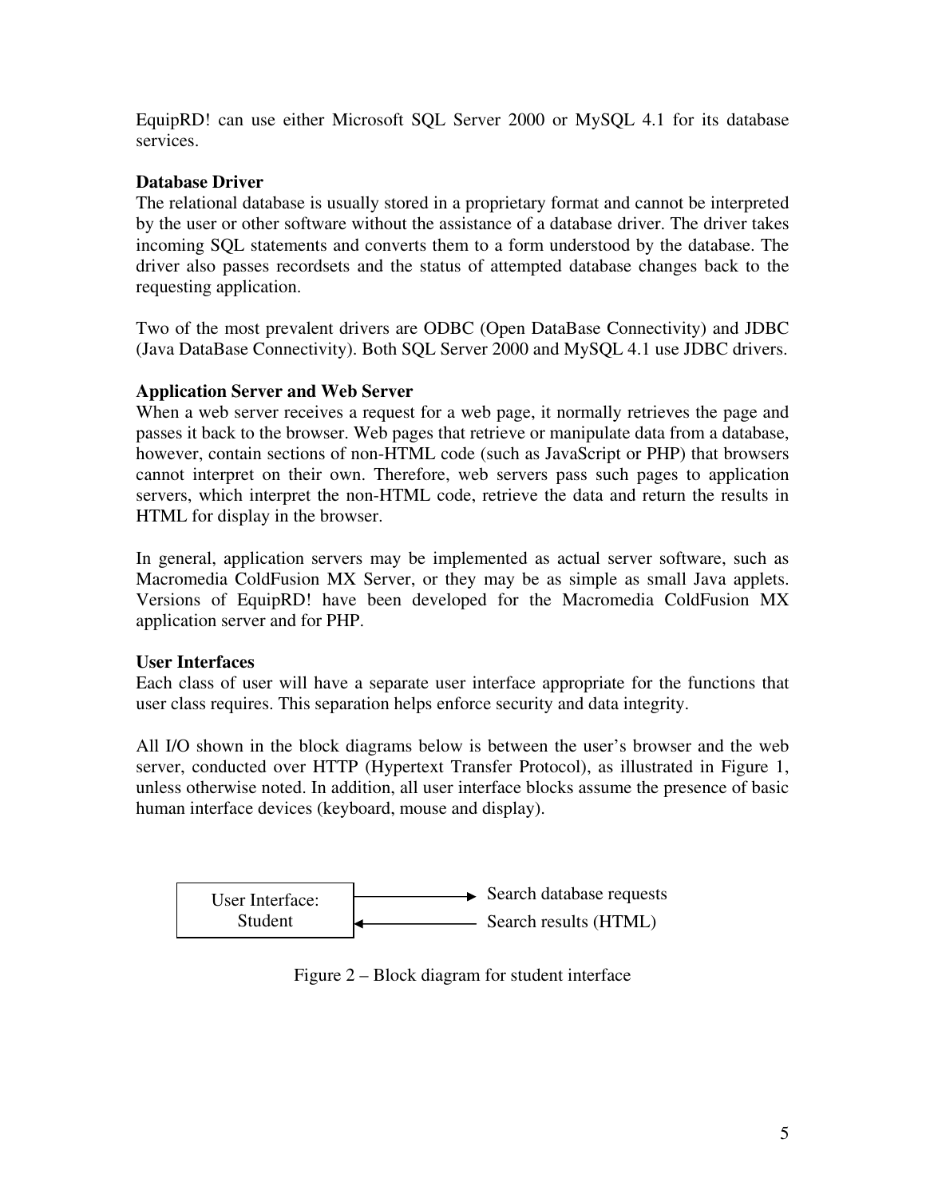EquipRD! can use either Microsoft SQL Server 2000 or MySQL 4.1 for its database services.

**Database Driver**

The relational database is usually stored in a proprietary format and cannot be interpreted by the user or other software without the assistance of a database driver. The driver takes incoming SQL statements and converts them to a form understood by the database. The driver also passes recordsets and the status of attempted database changes back to the requesting application.

Two of the most prevalent drivers are ODBC (Open DataBase Connectivity) and JDBC (Java DataBase Connectivity). Both SQL Server 2000 and MySQL 4.1 use JDBC drivers.

**Application Server and Web Server**

When a web server receives a request for a web page, it normally retrieves the page and passes it back to the browser. Web pages that retrieve or manipulate data from a database, however, contain sections of non-HTML code (such as JavaScript or PHP) that browsers cannot interpret on their own. Therefore, web servers pass such pages to application servers, which interpret the non-HTML code, retrieve the data and return the results in HTML for display in the browser.

In general, application servers may be implemented as actual server software, such as Macromedia ColdFusion MX Server, or they may be as simple as small Java applets. Versions of EquipRD! have been developed for the Macromedia ColdFusion MX application server and for PHP.

**User Interfaces**

Each class of user will have a separate user interface appropriate for the functions that user class requires. This separation helps enforce security and data integrity.

All I/O shown in the block diagrams below is between the user's browser and the web server, conducted over HTTP (Hypertext Transfer Protocol), as illustrated in Figure 1, unless otherwise noted. In addition, all user interface blocks assume the presence of basic human interface devices (keyboard, mouse and display).

User Interface: Student → Search database requests

User Interface: Student ← Search results (HTML)

Figure 2 – Block diagram for student interface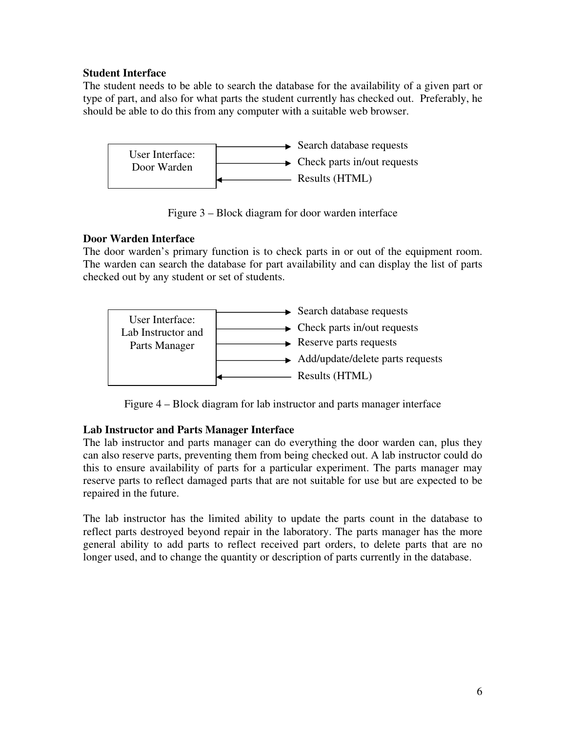### Student Interface

The student needs to be able to search the database for the availability of a given part or type of part, and also for what parts the student currently has checked out. Preferably, he should be able to do this from any computer with a suitable web browser.

User Interface: Door Warden

→ Search database requests
→ Check parts in/out requests
← Results (HTML)

Figure 3 – Block diagram for door warden interface

### Door Warden Interface

The door warden's primary function is to check parts in or out of the equipment room. The warden can search the database for part availability and can display the list of parts checked out by any student or set of students.

User Interface: Lab Instructor and Parts Manager

→ Search database requests
→ Check parts in/out requests
→ Reserve parts requests
→ Add/update/delete parts requests
← Results (HTML)

Figure 4 – Block diagram for lab instructor and parts manager interface

### Lab Instructor and Parts Manager Interface

The lab instructor and parts manager can do everything the door warden can, plus they can also reserve parts, preventing them from being checked out. A lab instructor could do this to ensure availability of parts for a particular experiment. The parts manager may reserve parts to reflect damaged parts that are not suitable for use but are expected to be repaired in the future.

The lab instructor has the limited ability to update the parts count in the database to reflect parts destroyed beyond repair in the laboratory. The parts manager has the more general ability to add parts to reflect received part orders, to delete parts that are no longer used, and to change the quantity or description of parts currently in the database.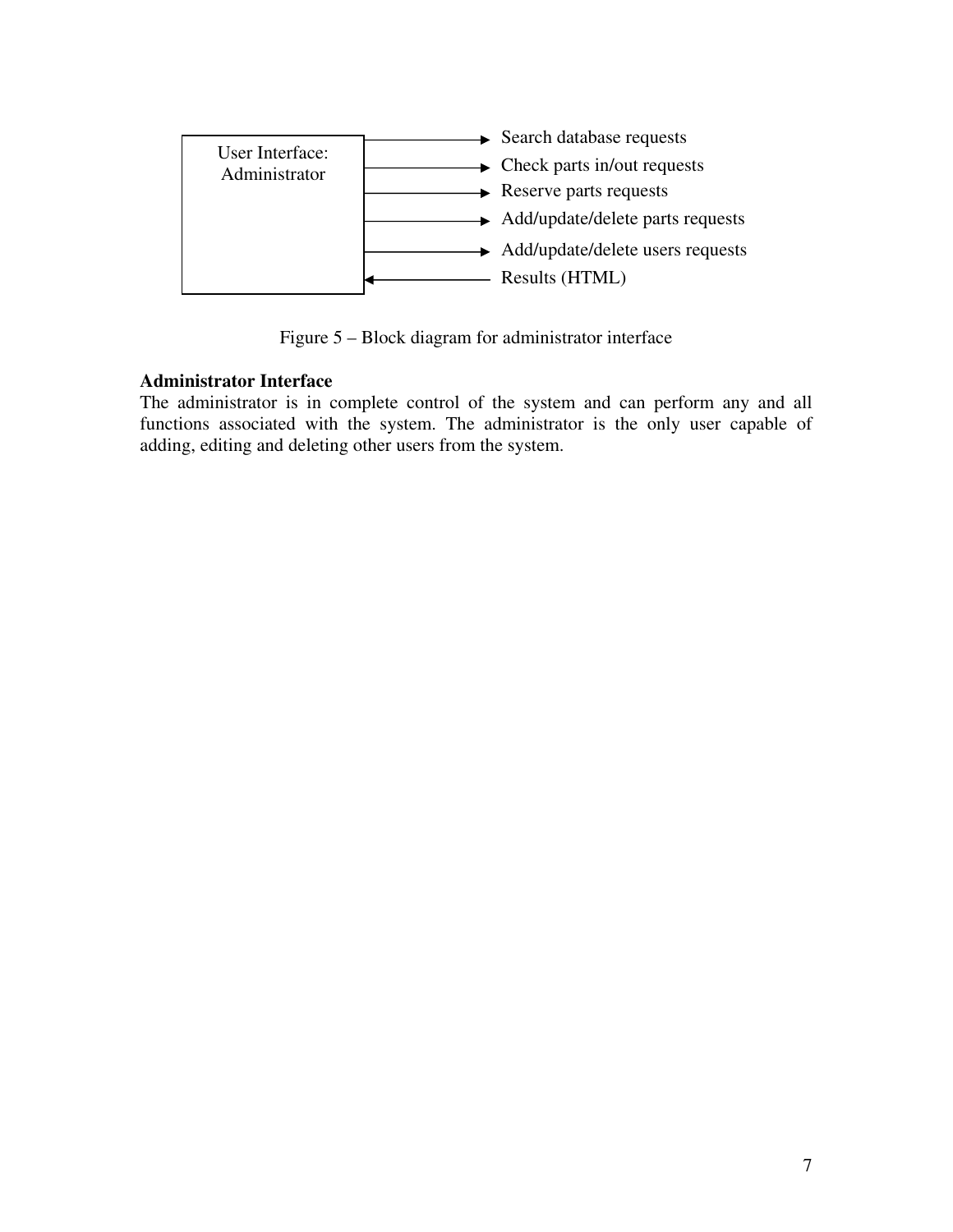User Interface: Administrator

→ Search database requests
→ Check parts in/out requests
→ Reserve parts requests
→ Add/update/delete parts requests
→ Add/update/delete users requests
← Results (HTML)

Figure 5 – Block diagram for administrator interface

**Administrator Interface**

The administrator is in complete control of the system and can perform any and all functions associated with the system. The administrator is the only user capable of adding, editing and deleting other users from the system.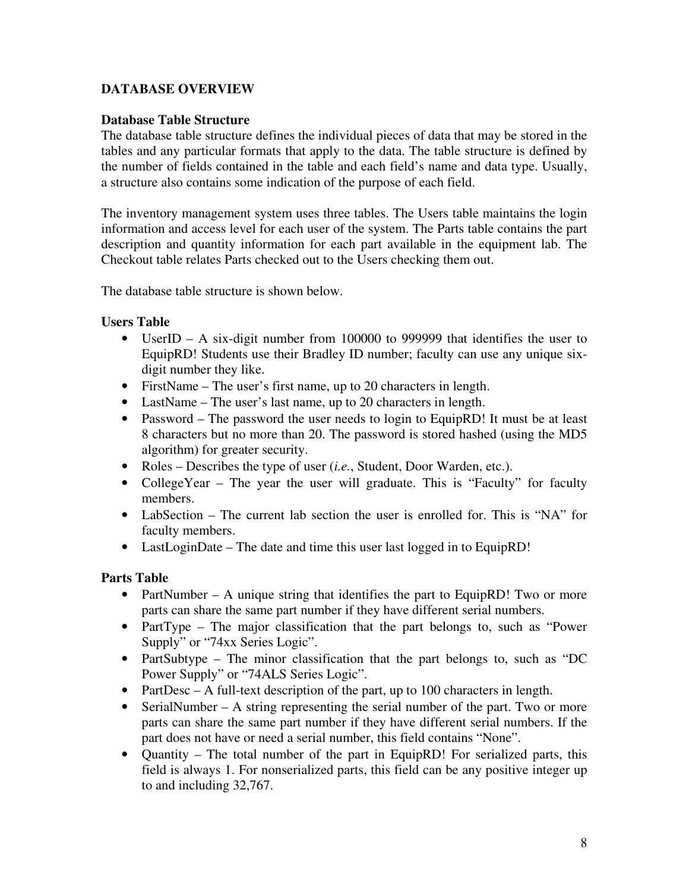## DATABASE OVERVIEW

### Database Table Structure

The database table structure defines the individual pieces of data that may be stored in the tables and any particular formats that apply to the data. The table structure is defined by the number of fields contained in the table and each field's name and data type. Usually, a structure also contains some indication of the purpose of each field.

The inventory management system uses three tables. The Users table maintains the login information and access level for each user of the system. The Parts table contains the part description and quantity information for each part available in the equipment lab. The Checkout table relates Parts checked out to the Users checking them out.

The database table structure is shown below.

### Users Table

- UserID – A six-digit number from 100000 to 999999 that identifies the user to EquipRD! Students use their Bradley ID number; faculty can use any unique six-digit number they like.
- FirstName – The user's first name, up to 20 characters in length.
- LastName – The user's last name, up to 20 characters in length.
- Password – The password the user needs to login to EquipRD! It must be at least 8 characters but no more than 20. The password is stored hashed (using the MD5 algorithm) for greater security.
- Roles – Describes the type of user (*i.e.*, Student, Door Warden, etc.).
- CollegeYear – The year the user will graduate. This is "Faculty" for faculty members.
- LabSection – The current lab section the user is enrolled for. This is "NA" for faculty members.
- LastLoginDate – The date and time this user last logged in to EquipRD!

### Parts Table

- PartNumber – A unique string that identifies the part to EquipRD! Two or more parts can share the same part number if they have different serial numbers.
- PartType – The major classification that the part belongs to, such as "Power Supply" or "74xx Series Logic".
- PartSubtype – The minor classification that the part belongs to, such as "DC Power Supply" or "74ALS Series Logic".
- PartDesc – A full-text description of the part, up to 100 characters in length.
- SerialNumber – A string representing the serial number of the part. Two or more parts can share the same part number if they have different serial numbers. If the part does not have or need a serial number, this field contains "None".
- Quantity – The total number of the part in EquipRD! For serialized parts, this field is always 1. For nonserialized parts, this field can be any positive integer up to and including 32,767.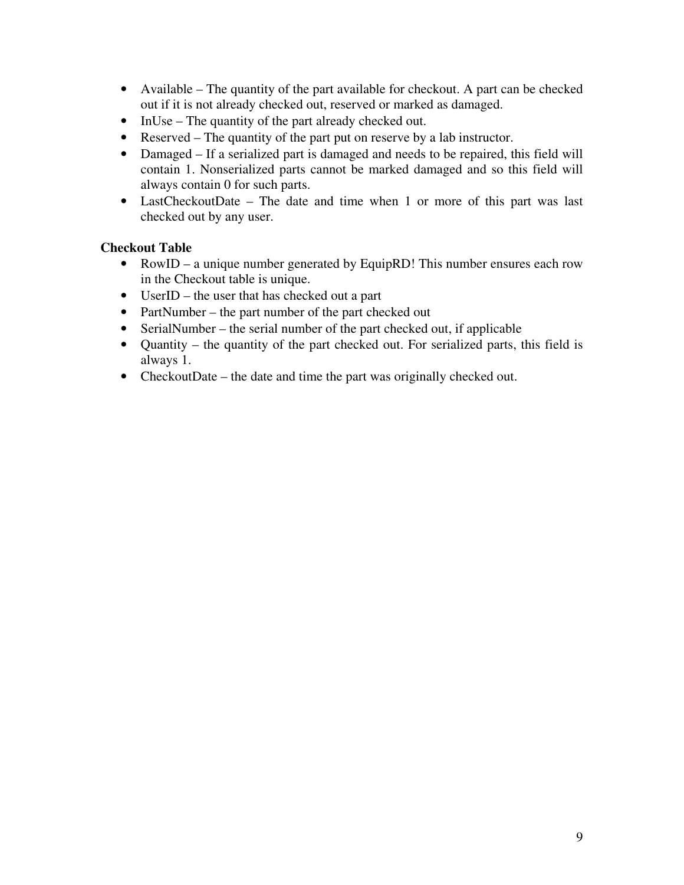- Available – The quantity of the part available for checkout. A part can be checked out if it is not already checked out, reserved or marked as damaged.
- InUse – The quantity of the part already checked out.
- Reserved – The quantity of the part put on reserve by a lab instructor.
- Damaged – If a serialized part is damaged and needs to be repaired, this field will contain 1. Nonserialized parts cannot be marked damaged and so this field will always contain 0 for such parts.
- LastCheckoutDate – The date and time when 1 or more of this part was last checked out by any user.

**Checkout Table**

- RowID – a unique number generated by EquipRD! This number ensures each row in the Checkout table is unique.
- UserID – the user that has checked out a part
- PartNumber – the part number of the part checked out
- SerialNumber – the serial number of the part checked out, if applicable
- Quantity – the quantity of the part checked out. For serialized parts, this field is always 1.
- CheckoutDate – the date and time the part was originally checked out.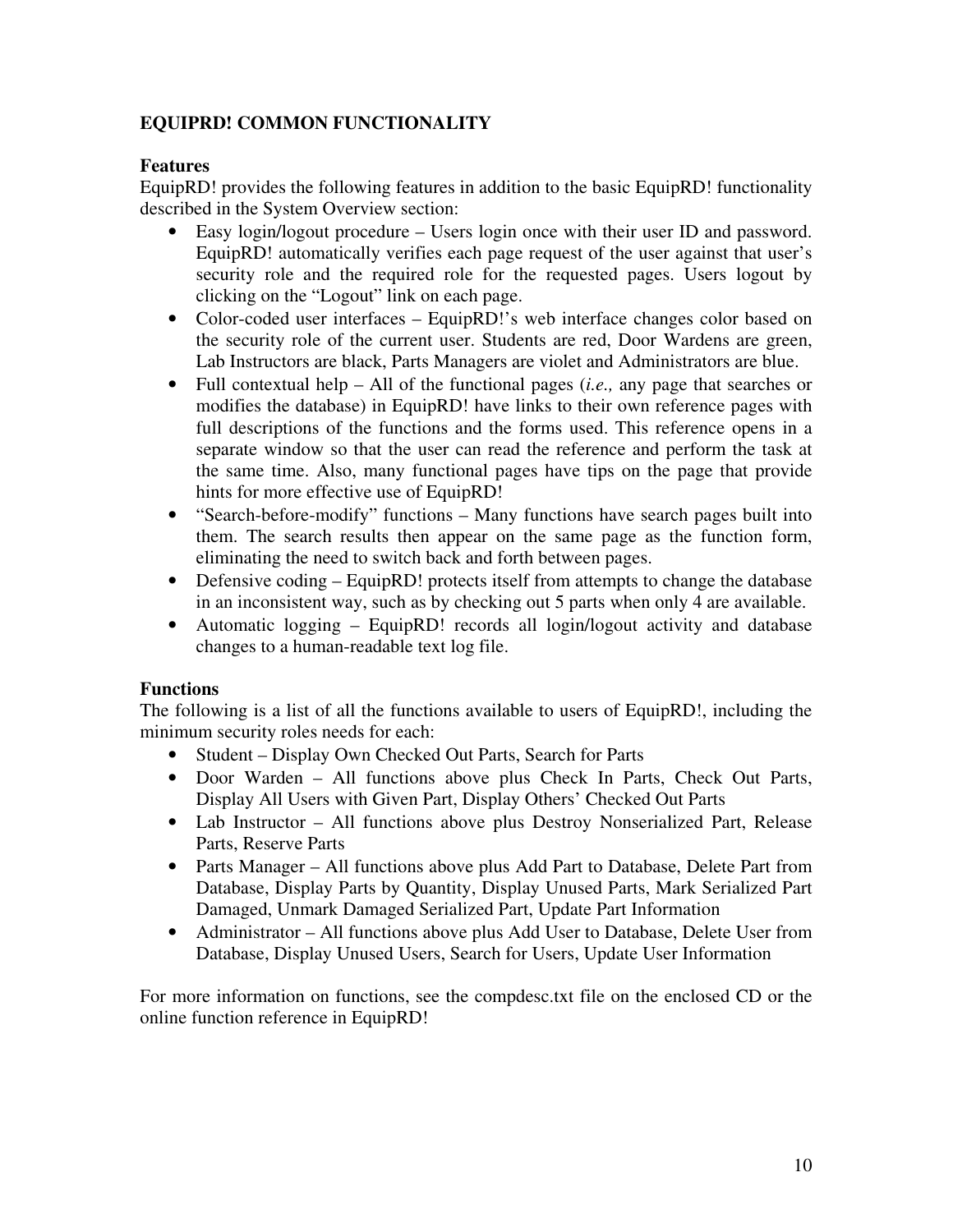## EQUIPRD! COMMON FUNCTIONALITY

### Features

EquipRD! provides the following features in addition to the basic EquipRD! functionality described in the System Overview section:

- Easy login/logout procedure – Users login once with their user ID and password. EquipRD! automatically verifies each page request of the user against that user's security role and the required role for the requested pages. Users logout by clicking on the "Logout" link on each page.
- Color-coded user interfaces – EquipRD!'s web interface changes color based on the security role of the current user. Students are red, Door Wardens are green, Lab Instructors are black, Parts Managers are violet and Administrators are blue.
- Full contextual help – All of the functional pages (*i.e.,* any page that searches or modifies the database) in EquipRD! have links to their own reference pages with full descriptions of the functions and the forms used. This reference opens in a separate window so that the user can read the reference and perform the task at the same time. Also, many functional pages have tips on the page that provide hints for more effective use of EquipRD!
- "Search-before-modify" functions – Many functions have search pages built into them. The search results then appear on the same page as the function form, eliminating the need to switch back and forth between pages.
- Defensive coding – EquipRD! protects itself from attempts to change the database in an inconsistent way, such as by checking out 5 parts when only 4 are available.
- Automatic logging – EquipRD! records all login/logout activity and database changes to a human-readable text log file.

### Functions

The following is a list of all the functions available to users of EquipRD!, including the minimum security roles needs for each:

- Student – Display Own Checked Out Parts, Search for Parts
- Door Warden – All functions above plus Check In Parts, Check Out Parts, Display All Users with Given Part, Display Others' Checked Out Parts
- Lab Instructor – All functions above plus Destroy Nonserialized Part, Release Parts, Reserve Parts
- Parts Manager – All functions above plus Add Part to Database, Delete Part from Database, Display Parts by Quantity, Display Unused Parts, Mark Serialized Part Damaged, Unmark Damaged Serialized Part, Update Part Information
- Administrator – All functions above plus Add User to Database, Delete User from Database, Display Unused Users, Search for Users, Update User Information

For more information on functions, see the compdesc.txt file on the enclosed CD or the online function reference in EquipRD!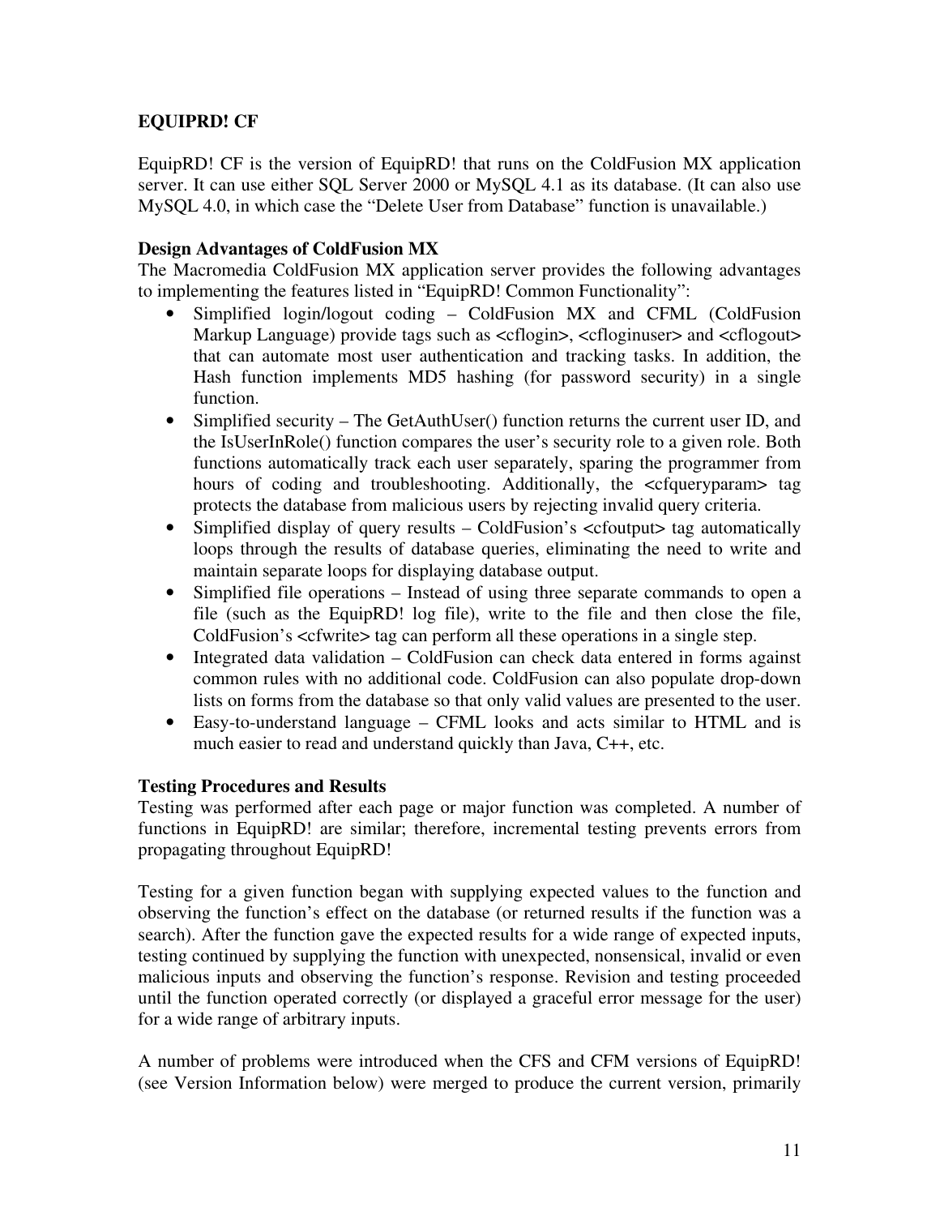## EQUIPRD! CF

EquipRD! CF is the version of EquipRD! that runs on the ColdFusion MX application server. It can use either SQL Server 2000 or MySQL 4.1 as its database. (It can also use MySQL 4.0, in which case the "Delete User from Database" function is unavailable.)

### Design Advantages of ColdFusion MX

The Macromedia ColdFusion MX application server provides the following advantages to implementing the features listed in "EquipRD! Common Functionality":

- Simplified login/logout coding – ColdFusion MX and CFML (ColdFusion Markup Language) provide tags such as <cflogin>, <cfloginuser> and <cflogout> that can automate most user authentication and tracking tasks. In addition, the Hash function implements MD5 hashing (for password security) in a single function.
- Simplified security – The GetAuthUser() function returns the current user ID, and the IsUserInRole() function compares the user's security role to a given role. Both functions automatically track each user separately, sparing the programmer from hours of coding and troubleshooting. Additionally, the <cfqueryparam> tag protects the database from malicious users by rejecting invalid query criteria.
- Simplified display of query results – ColdFusion's <cfoutput> tag automatically loops through the results of database queries, eliminating the need to write and maintain separate loops for displaying database output.
- Simplified file operations – Instead of using three separate commands to open a file (such as the EquipRD! log file), write to the file and then close the file, ColdFusion's <cfwrite> tag can perform all these operations in a single step.
- Integrated data validation – ColdFusion can check data entered in forms against common rules with no additional code. ColdFusion can also populate drop-down lists on forms from the database so that only valid values are presented to the user.
- Easy-to-understand language – CFML looks and acts similar to HTML and is much easier to read and understand quickly than Java, C++, etc.

### Testing Procedures and Results

Testing was performed after each page or major function was completed. A number of functions in EquipRD! are similar; therefore, incremental testing prevents errors from propagating throughout EquipRD!

Testing for a given function began with supplying expected values to the function and observing the function's effect on the database (or returned results if the function was a search). After the function gave the expected results for a wide range of expected inputs, testing continued by supplying the function with unexpected, nonsensical, invalid or even malicious inputs and observing the function's response. Revision and testing proceeded until the function operated correctly (or displayed a graceful error message for the user) for a wide range of arbitrary inputs.

A number of problems were introduced when the CFS and CFM versions of EquipRD! (see Version Information below) were merged to produce the current version, primarily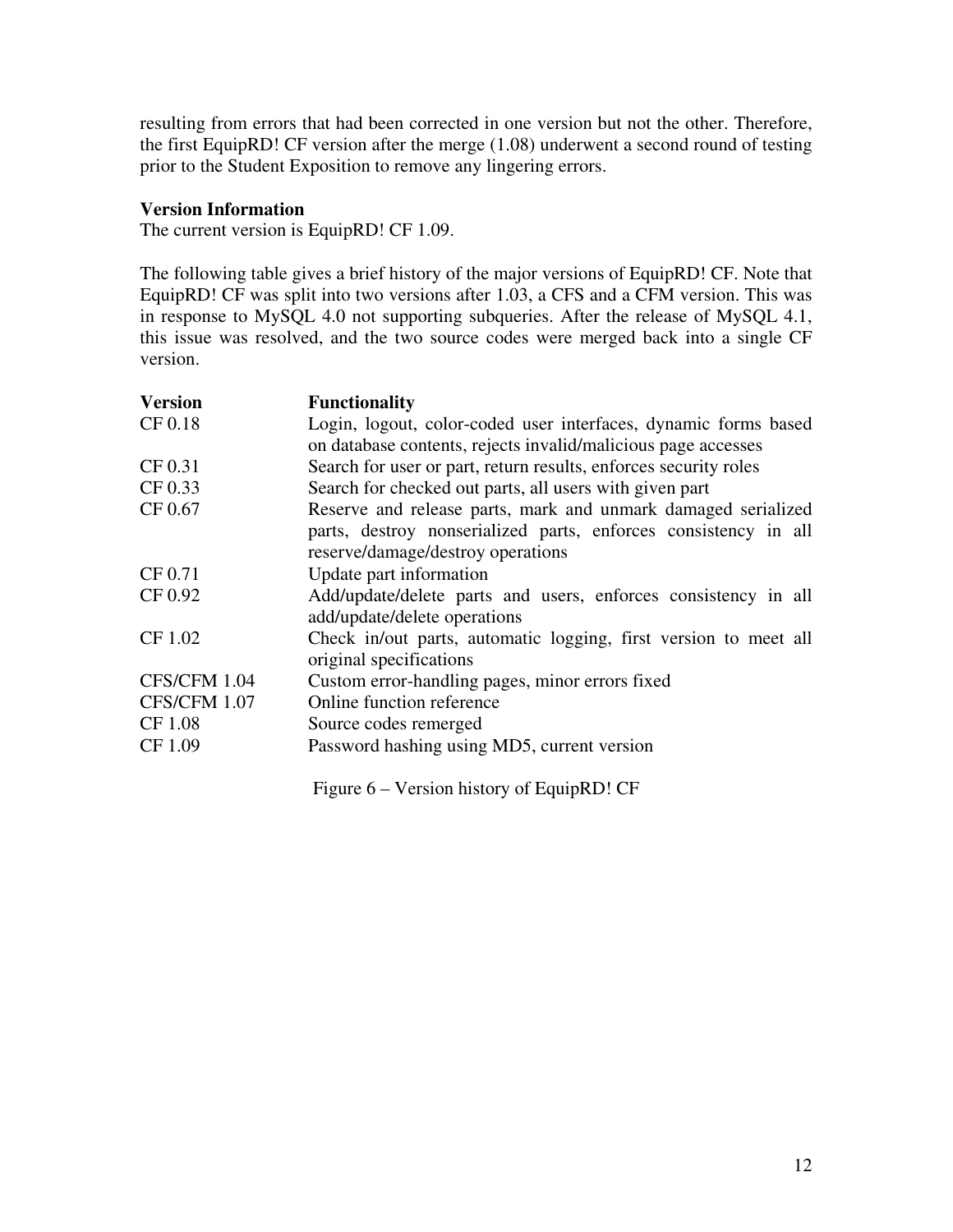resulting from errors that had been corrected in one version but not the other. Therefore, the first EquipRD! CF version after the merge (1.08) underwent a second round of testing prior to the Student Exposition to remove any lingering errors.

**Version Information**

The current version is EquipRD! CF 1.09.

The following table gives a brief history of the major versions of EquipRD! CF. Note that EquipRD! CF was split into two versions after 1.03, a CFS and a CFM version. This was in response to MySQL 4.0 not supporting subqueries. After the release of MySQL 4.1, this issue was resolved, and the two source codes were merged back into a single CF version.

| **Version** | **Functionality** |
| --- | --- |
| CF 0.18 | Login, logout, color-coded user interfaces, dynamic forms based on database contents, rejects invalid/malicious page accesses |
| CF 0.31 | Search for user or part, return results, enforces security roles |
| CF 0.33 | Search for checked out parts, all users with given part |
| CF 0.67 | Reserve and release parts, mark and unmark damaged serialized parts, destroy nonserialized parts, enforces consistency in all reserve/damage/destroy operations |
| CF 0.71 | Update part information |
| CF 0.92 | Add/update/delete parts and users, enforces consistency in all add/update/delete operations |
| CF 1.02 | Check in/out parts, automatic logging, first version to meet all original specifications |
| CFS/CFM 1.04 | Custom error-handling pages, minor errors fixed |
| CFS/CFM 1.07 | Online function reference |
| CF 1.08 | Source codes remerged |
| CF 1.09 | Password hashing using MD5, current version |

Figure 6 – Version history of EquipRD! CF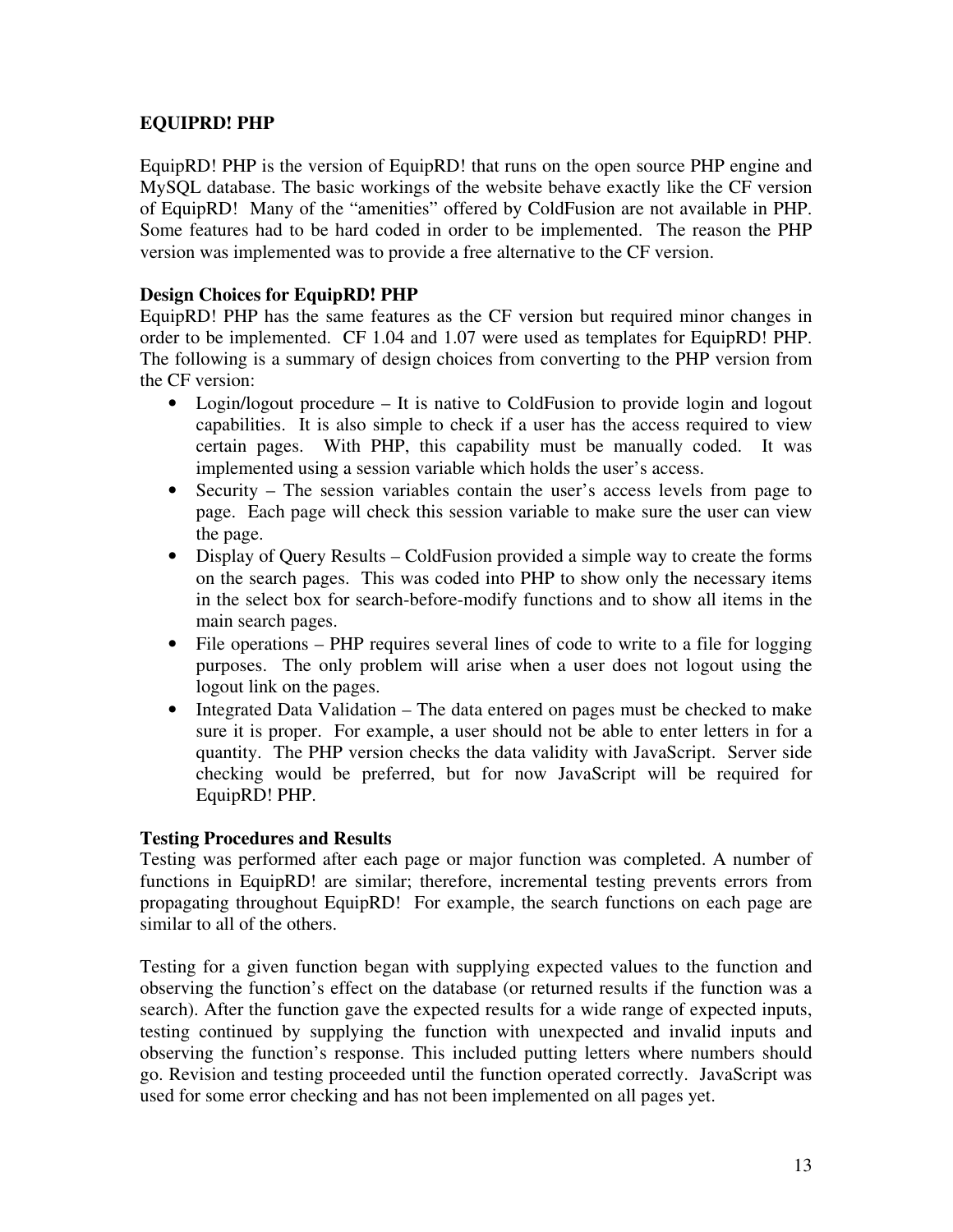## EQUIPRD! PHP

EquipRD! PHP is the version of EquipRD! that runs on the open source PHP engine and MySQL database. The basic workings of the website behave exactly like the CF version of EquipRD! Many of the "amenities" offered by ColdFusion are not available in PHP. Some features had to be hard coded in order to be implemented. The reason the PHP version was implemented was to provide a free alternative to the CF version.

### Design Choices for EquipRD! PHP

EquipRD! PHP has the same features as the CF version but required minor changes in order to be implemented. CF 1.04 and 1.07 were used as templates for EquipRD! PHP. The following is a summary of design choices from converting to the PHP version from the CF version:

- Login/logout procedure – It is native to ColdFusion to provide login and logout capabilities. It is also simple to check if a user has the access required to view certain pages. With PHP, this capability must be manually coded. It was implemented using a session variable which holds the user's access.
- Security – The session variables contain the user's access levels from page to page. Each page will check this session variable to make sure the user can view the page.
- Display of Query Results – ColdFusion provided a simple way to create the forms on the search pages. This was coded into PHP to show only the necessary items in the select box for search-before-modify functions and to show all items in the main search pages.
- File operations – PHP requires several lines of code to write to a file for logging purposes. The only problem will arise when a user does not logout using the logout link on the pages.
- Integrated Data Validation – The data entered on pages must be checked to make sure it is proper. For example, a user should not be able to enter letters in for a quantity. The PHP version checks the data validity with JavaScript. Server side checking would be preferred, but for now JavaScript will be required for EquipRD! PHP.

### Testing Procedures and Results

Testing was performed after each page or major function was completed. A number of functions in EquipRD! are similar; therefore, incremental testing prevents errors from propagating throughout EquipRD! For example, the search functions on each page are similar to all of the others.

Testing for a given function began with supplying expected values to the function and observing the function's effect on the database (or returned results if the function was a search). After the function gave the expected results for a wide range of expected inputs, testing continued by supplying the function with unexpected and invalid inputs and observing the function's response. This included putting letters where numbers should go. Revision and testing proceeded until the function operated correctly. JavaScript was used for some error checking and has not been implemented on all pages yet.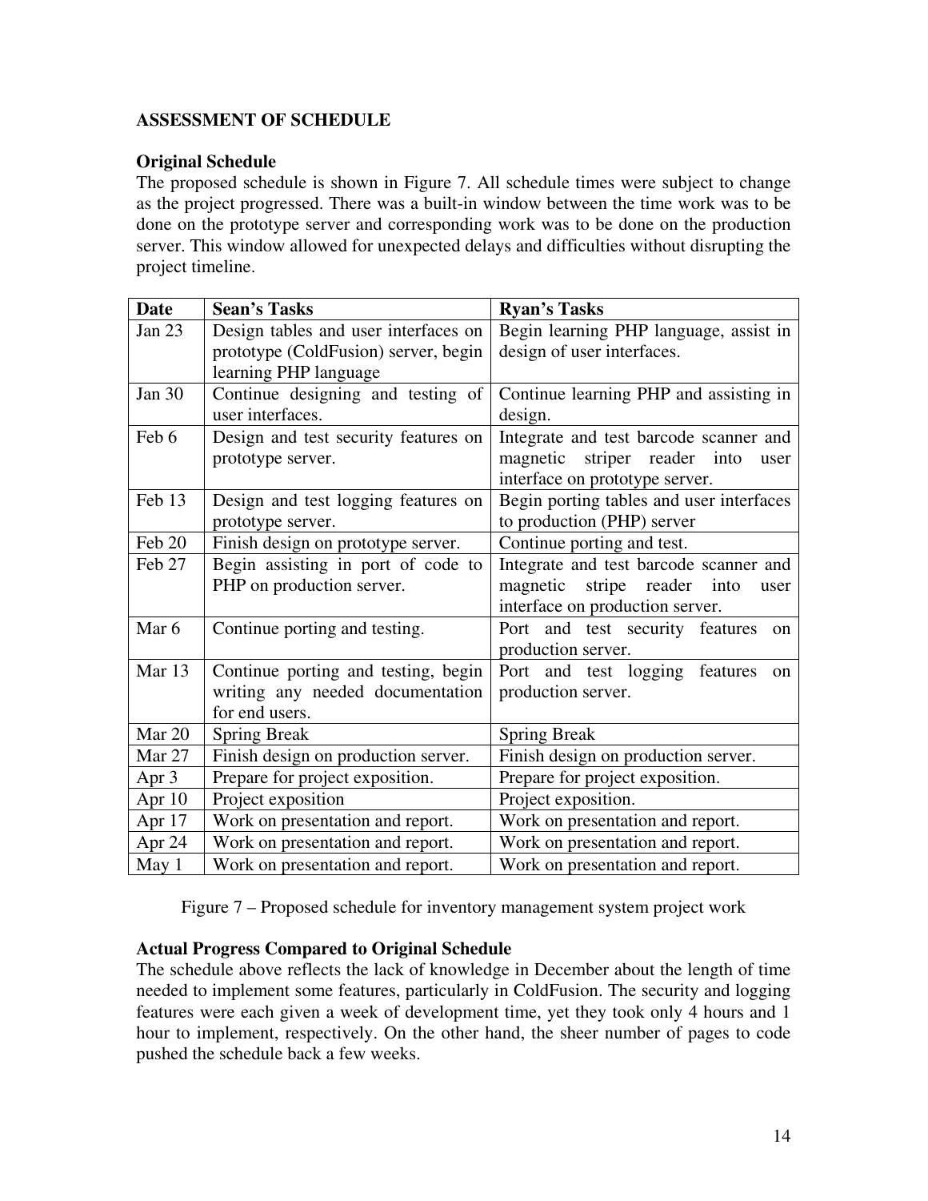## ASSESSMENT OF SCHEDULE

### Original Schedule

The proposed schedule is shown in Figure 7. All schedule times were subject to change as the project progressed. There was a built-in window between the time work was to be done on the prototype server and corresponding work was to be done on the production server. This window allowed for unexpected delays and difficulties without disrupting the project timeline.

| Date | Sean's Tasks | Ryan's Tasks |
|---|---|---|
| Jan 23 | Design tables and user interfaces on prototype (ColdFusion) server, begin learning PHP language | Begin learning PHP language, assist in design of user interfaces. |
| Jan 30 | Continue designing and testing of user interfaces. | Continue learning PHP and assisting in design. |
| Feb 6 | Design and test security features on prototype server. | Integrate and test barcode scanner and magnetic striper reader into user interface on prototype server. |
| Feb 13 | Design and test logging features on prototype server. | Begin porting tables and user interfaces to production (PHP) server |
| Feb 20 | Finish design on prototype server. | Continue porting and test. |
| Feb 27 | Begin assisting in port of code to PHP on production server. | Integrate and test barcode scanner and magnetic stripe reader into user interface on production server. |
| Mar 6 | Continue porting and testing. | Port and test security features on production server. |
| Mar 13 | Continue porting and testing, begin writing any needed documentation for end users. | Port and test logging features on production server. |
| Mar 20 | Spring Break | Spring Break |
| Mar 27 | Finish design on production server. | Finish design on production server. |
| Apr 3 | Prepare for project exposition. | Prepare for project exposition. |
| Apr 10 | Project exposition | Project exposition. |
| Apr 17 | Work on presentation and report. | Work on presentation and report. |
| Apr 24 | Work on presentation and report. | Work on presentation and report. |
| May 1 | Work on presentation and report. | Work on presentation and report. |

Figure 7 – Proposed schedule for inventory management system project work

### Actual Progress Compared to Original Schedule

The schedule above reflects the lack of knowledge in December about the length of time needed to implement some features, particularly in ColdFusion. The security and logging features were each given a week of development time, yet they took only 4 hours and 1 hour to implement, respectively. On the other hand, the sheer number of pages to code pushed the schedule back a few weeks.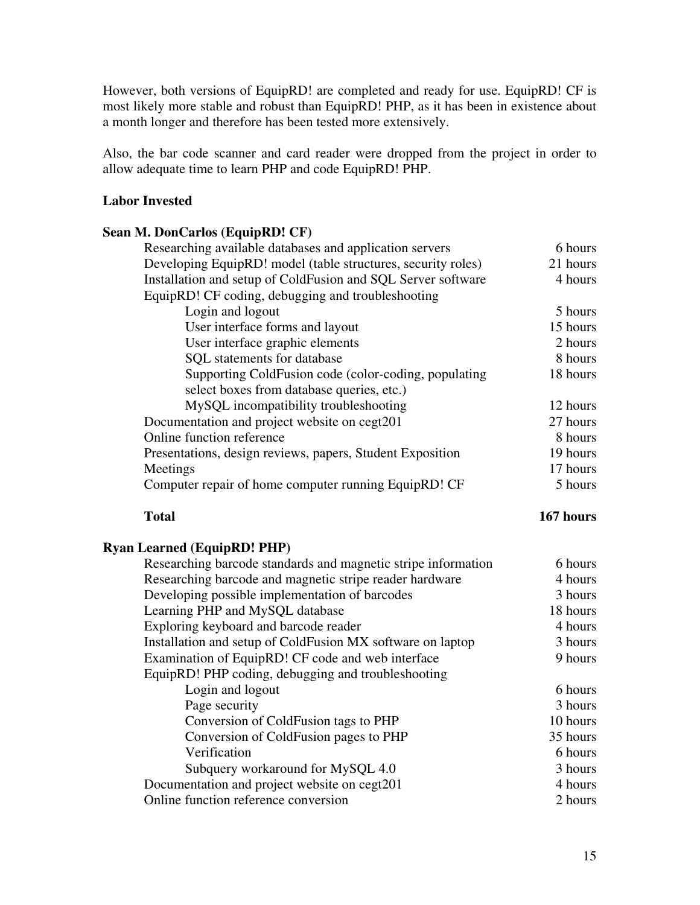However, both versions of EquipRD! are completed and ready for use. EquipRD! CF is most likely more stable and robust than EquipRD! PHP, as it has been in existence about a month longer and therefore has been tested more extensively.

Also, the bar code scanner and card reader were dropped from the project in order to allow adequate time to learn PHP and code EquipRD! PHP.

**Labor Invested**

**Sean M. DonCarlos (EquipRD! CF)**

| Task | Hours |
|---|---|
| Researching available databases and application servers | 6 hours |
| Developing EquipRD! model (table structures, security roles) | 21 hours |
| Installation and setup of ColdFusion and SQL Server software | 4 hours |
| EquipRD! CF coding, debugging and troubleshooting | |
| Login and logout | 5 hours |
| User interface forms and layout | 15 hours |
| User interface graphic elements | 2 hours |
| SQL statements for database | 8 hours |
| Supporting ColdFusion code (color-coding, populating select boxes from database queries, etc.) | 18 hours |
| MySQL incompatibility troubleshooting | 12 hours |
| Documentation and project website on cegt201 | 27 hours |
| Online function reference | 8 hours |
| Presentations, design reviews, papers, Student Exposition | 19 hours |
| Meetings | 17 hours |
| Computer repair of home computer running EquipRD! CF | 5 hours |
| **Total** | **167 hours** |

**Ryan Learned (EquipRD! PHP)**

| Task | Hours |
|---|---|
| Researching barcode standards and magnetic stripe information | 6 hours |
| Researching barcode and magnetic stripe reader hardware | 4 hours |
| Developing possible implementation of barcodes | 3 hours |
| Learning PHP and MySQL database | 18 hours |
| Exploring keyboard and barcode reader | 4 hours |
| Installation and setup of ColdFusion MX software on laptop | 3 hours |
| Examination of EquipRD! CF code and web interface | 9 hours |
| EquipRD! PHP coding, debugging and troubleshooting | |
| Login and logout | 6 hours |
| Page security | 3 hours |
| Conversion of ColdFusion tags to PHP | 10 hours |
| Conversion of ColdFusion pages to PHP | 35 hours |
| Verification | 6 hours |
| Subquery workaround for MySQL 4.0 | 3 hours |
| Documentation and project website on cegt201 | 4 hours |
| Online function reference conversion | 2 hours |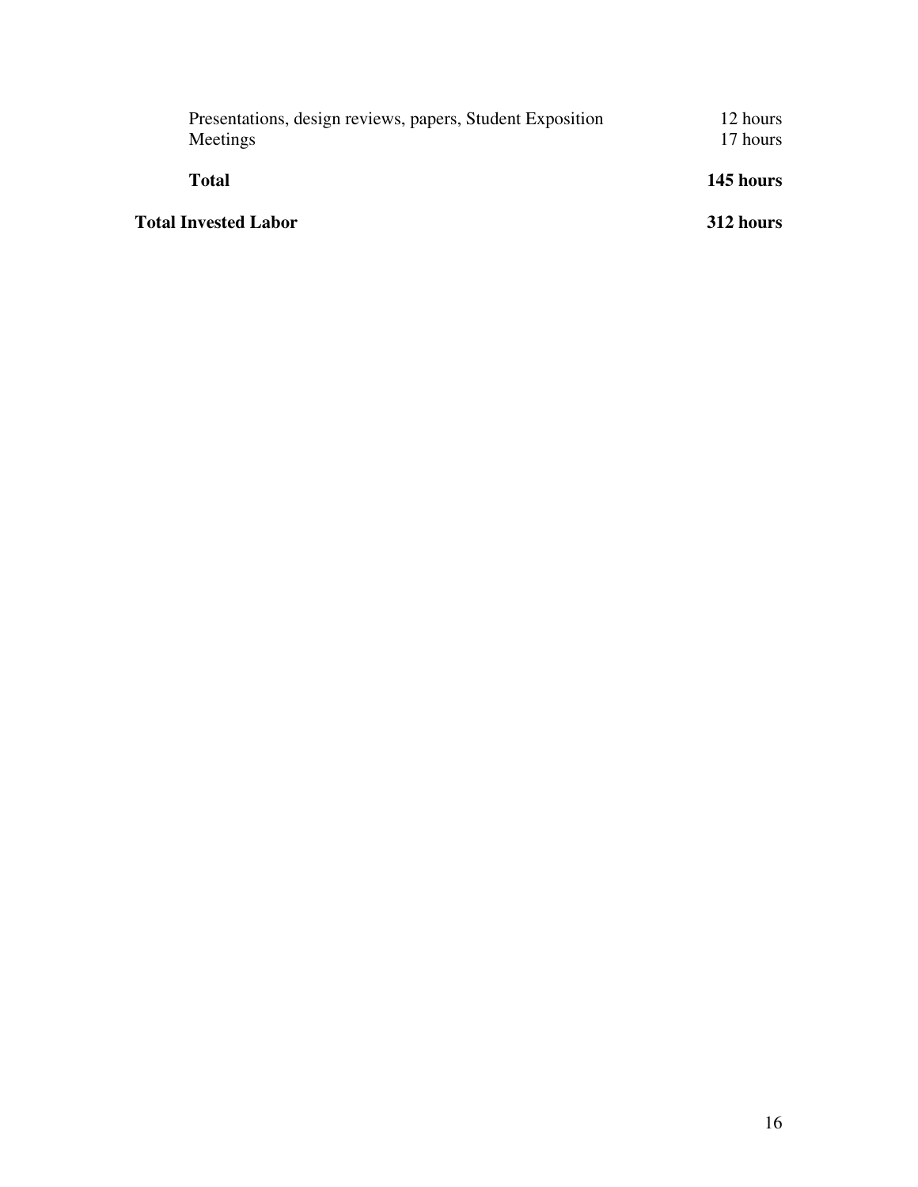| | |
|---|---|
| Presentations, design reviews, papers, Student Exposition | 12 hours |
| Meetings | 17 hours |
| **Total** | **145 hours** |
| **Total Invested Labor** | **312 hours** |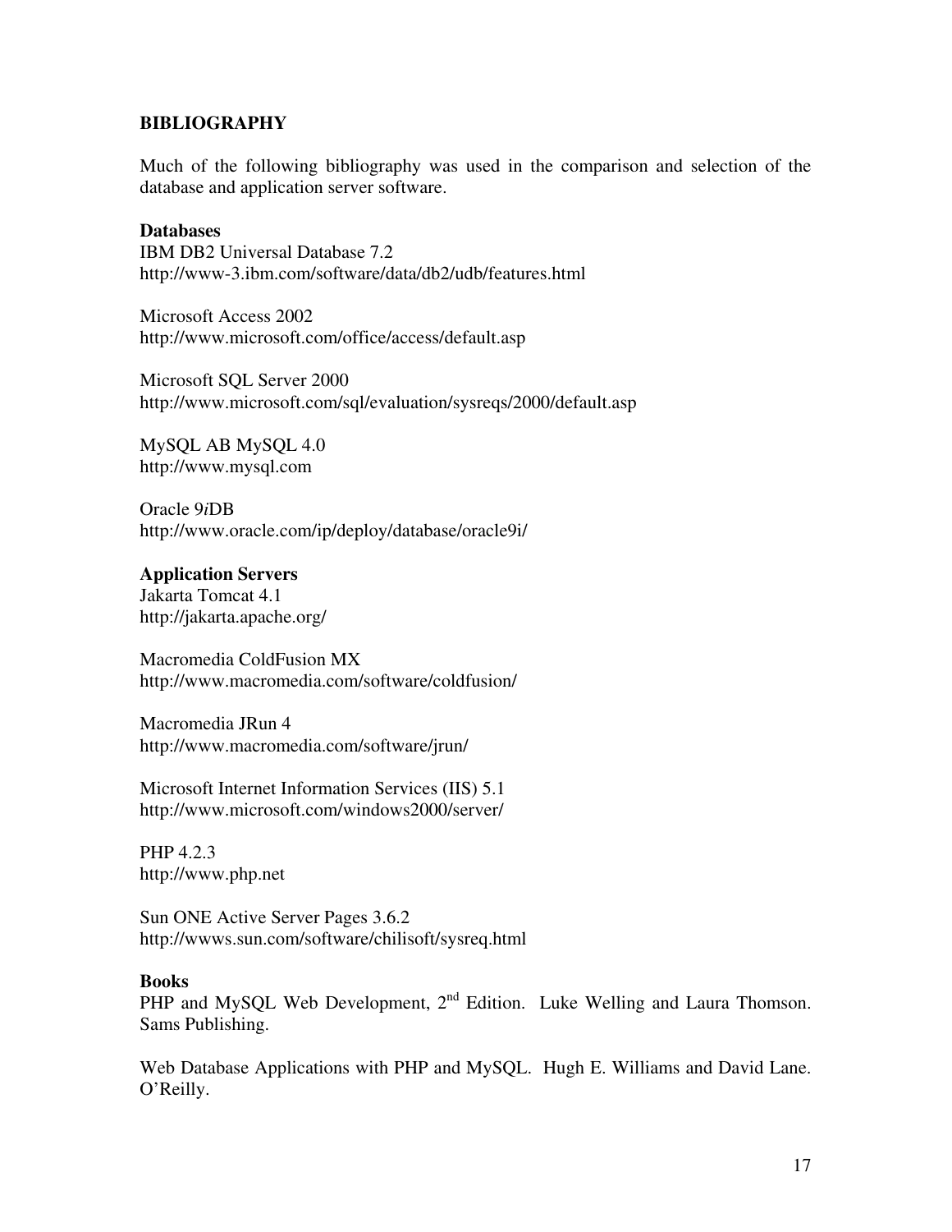## BIBLIOGRAPHY

Much of the following bibliography was used in the comparison and selection of the database and application server software.

### Databases

IBM DB2 Universal Database 7.2  
http://www-3.ibm.com/software/data/db2/udb/features.html

Microsoft Access 2002  
http://www.microsoft.com/office/access/default.asp

Microsoft SQL Server 2000  
http://www.microsoft.com/sql/evaluation/sysreqs/2000/default.asp

MySQL AB MySQL 4.0  
http://www.mysql.com

Oracle 9*i*DB  
http://www.oracle.com/ip/deploy/database/oracle9i/

### Application Servers

Jakarta Tomcat 4.1  
http://jakarta.apache.org/

Macromedia ColdFusion MX  
http://www.macromedia.com/software/coldfusion/

Macromedia JRun 4  
http://www.macromedia.com/software/jrun/

Microsoft Internet Information Services (IIS) 5.1  
http://www.microsoft.com/windows2000/server/

PHP 4.2.3  
http://www.php.net

Sun ONE Active Server Pages 3.6.2  
http://wwws.sun.com/software/chilisoft/sysreq.html

### Books

PHP and MySQL Web Development, 2nd Edition. Luke Welling and Laura Thomson. Sams Publishing.

Web Database Applications with PHP and MySQL. Hugh E. Williams and David Lane. O'Reilly.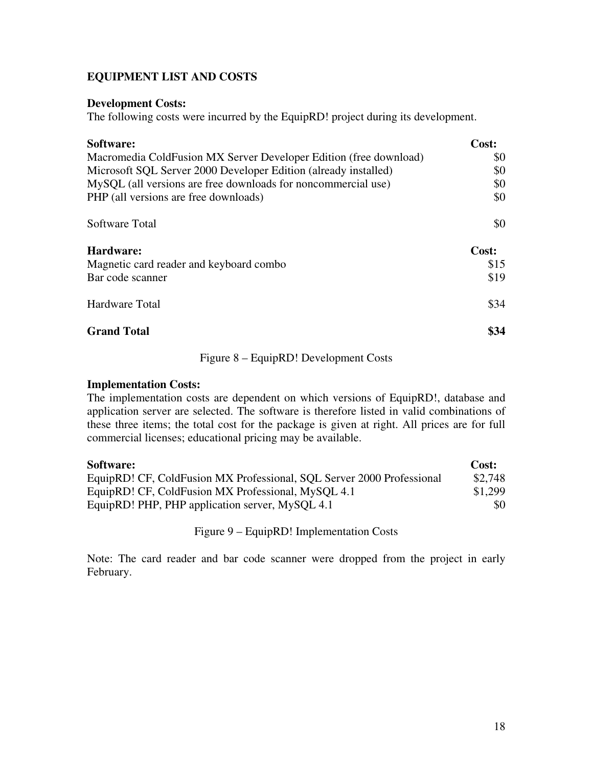## EQUIPMENT LIST AND COSTS

**Development Costs:**
The following costs were incurred by the EquipRD! project during its development.

| Software: | Cost: |
|---|---|
| Macromedia ColdFusion MX Server Developer Edition (free download) | $0 |
| Microsoft SQL Server 2000 Developer Edition (already installed) | $0 |
| MySQL (all versions are free downloads for noncommercial use) | $0 |
| PHP (all versions are free downloads) | $0 |
| Software Total | $0 |

| Hardware: | Cost: |
|---|---|
| Magnetic card reader and keyboard combo | $15 |
| Bar code scanner | $19 |
| Hardware Total | $34 |
| **Grand Total** | **$34** |

Figure 8 – EquipRD! Development Costs

**Implementation Costs:**
The implementation costs are dependent on which versions of EquipRD!, database and application server are selected. The software is therefore listed in valid combinations of these three items; the total cost for the package is given at right. All prices are for full commercial licenses; educational pricing may be available.

| Software: | Cost: |
|---|---|
| EquipRD! CF, ColdFusion MX Professional, SQL Server 2000 Professional | $2,748 |
| EquipRD! CF, ColdFusion MX Professional, MySQL 4.1 | $1,299 |
| EquipRD! PHP, PHP application server, MySQL 4.1 | $0 |

Figure 9 – EquipRD! Implementation Costs

Note: The card reader and bar code scanner were dropped from the project in early February.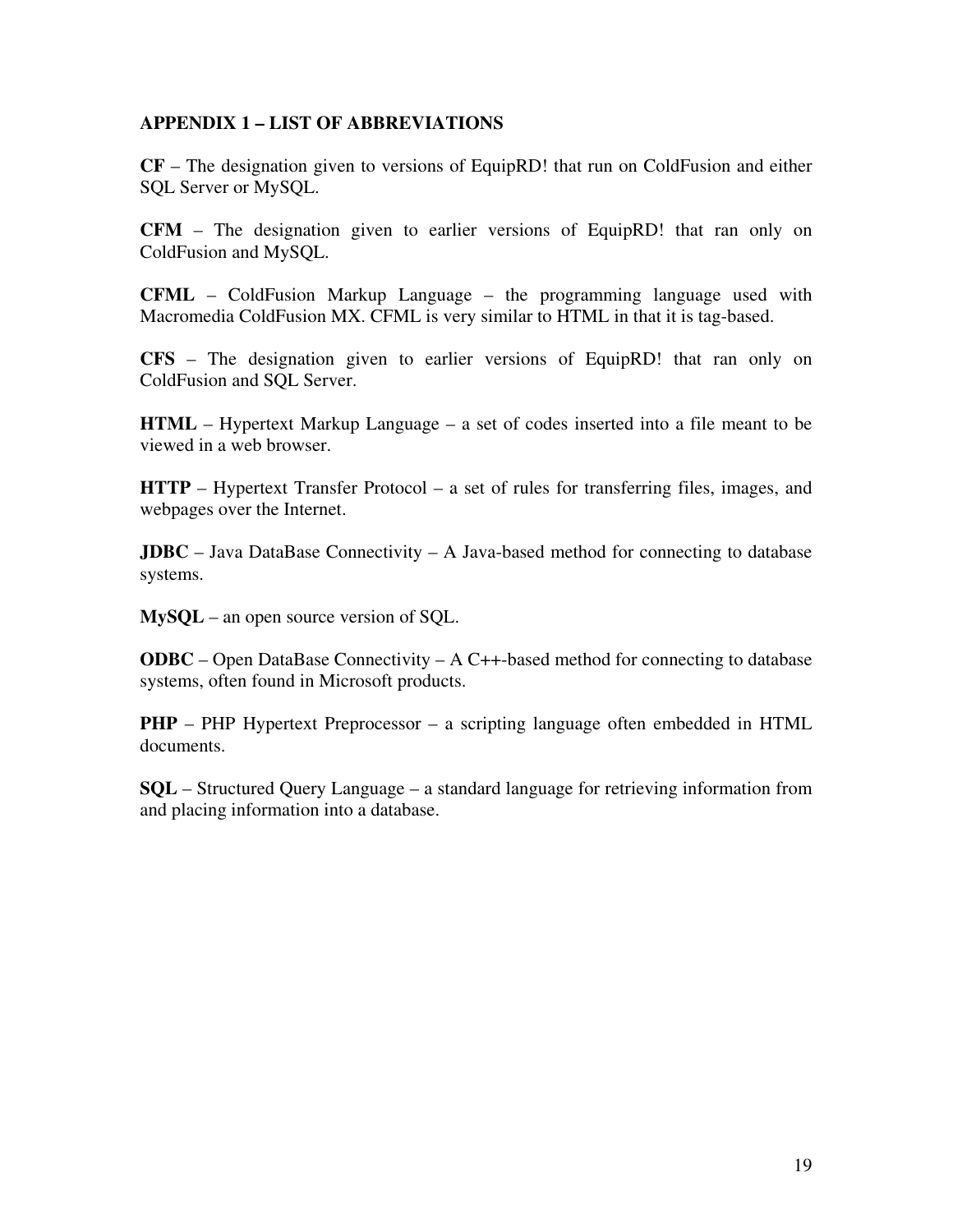## APPENDIX 1 – LIST OF ABBREVIATIONS

**CF** – The designation given to versions of EquipRD! that run on ColdFusion and either SQL Server or MySQL.

**CFM** – The designation given to earlier versions of EquipRD! that ran only on ColdFusion and MySQL.

**CFML** – ColdFusion Markup Language – the programming language used with Macromedia ColdFusion MX. CFML is very similar to HTML in that it is tag-based.

**CFS** – The designation given to earlier versions of EquipRD! that ran only on ColdFusion and SQL Server.

**HTML** – Hypertext Markup Language – a set of codes inserted into a file meant to be viewed in a web browser.

**HTTP** – Hypertext Transfer Protocol – a set of rules for transferring files, images, and webpages over the Internet.

**JDBC** – Java DataBase Connectivity – A Java-based method for connecting to database systems.

**MySQL** – an open source version of SQL.

**ODBC** – Open DataBase Connectivity – A C++-based method for connecting to database systems, often found in Microsoft products.

**PHP** – PHP Hypertext Preprocessor – a scripting language often embedded in HTML documents.

**SQL** – Structured Query Language – a standard language for retrieving information from and placing information into a database.